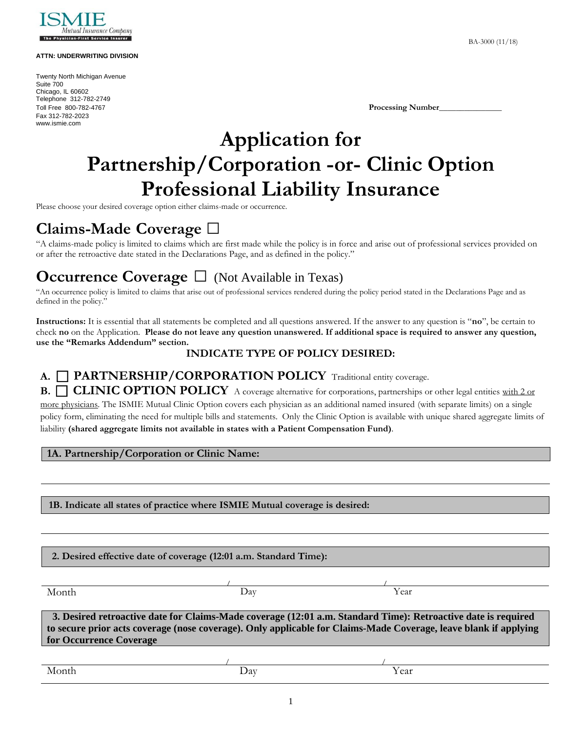ISMIE
Mutual Insurance Company
The Physician-First Service Insurer

BA-3000 (11/18)

**ATTN: UNDERWRITING DIVISION**

Twenty North Michigan Avenue
Suite 700
Chicago, IL 60602
Telephone 312-782-2749
Toll Free 800-782-4767
Fax 312-782-2023
www.ismie.com

**Processing Number**_______________

# Application for Partnership/Corporation -or- Clinic Option Professional Liability Insurance

Please choose your desired coverage option either claims-made or occurrence.

## Claims-Made Coverage ☐

"A claims-made policy is limited to claims which are first made while the policy is in force and arise out of professional services provided on or after the retroactive date stated in the Declarations Page, and as defined in the policy."

## Occurrence Coverage ☐ (Not Available in Texas)

"An occurrence policy is limited to claims that arise out of professional services rendered during the policy period stated in the Declarations Page and as defined in the policy."

**Instructions:** It is essential that all statements be completed and all questions answered. If the answer to any question is "**no**", be certain to check **no** on the Application. **Please do not leave any question unanswered. If additional space is required to answer any question, use the "Remarks Addendum" section.**

**INDICATE TYPE OF POLICY DESIRED:**

**A.** ☐ **PARTNERSHIP/CORPORATION POLICY** Traditional entity coverage.

**B.** ☐ **CLINIC OPTION POLICY** A coverage alternative for corporations, partnerships or other legal entities with 2 or more physicians. The ISMIE Mutual Clinic Option covers each physician as an additional named insured (with separate limits) on a single policy form, eliminating the need for multiple bills and statements. Only the Clinic Option is available with unique shared aggregate limits of liability **(shared aggregate limits not available in states with a Patient Compensation Fund)**.

**1A. Partnership/Corporation or Clinic Name:**

_______________________________________________

**1B. Indicate all states of practice where ISMIE Mutual coverage is desired:**

_______________________________________________

**2. Desired effective date of coverage (12:01 a.m. Standard Time):**

_____________ / _____________ / _____________
Month Day Year

**3. Desired retroactive date for Claims-Made coverage (12:01 a.m. Standard Time): Retroactive date is required to secure prior acts coverage (nose coverage). Only applicable for Claims-Made Coverage, leave blank if applying for Occurrence Coverage**

_____________ / _____________ / _____________
Month Day Year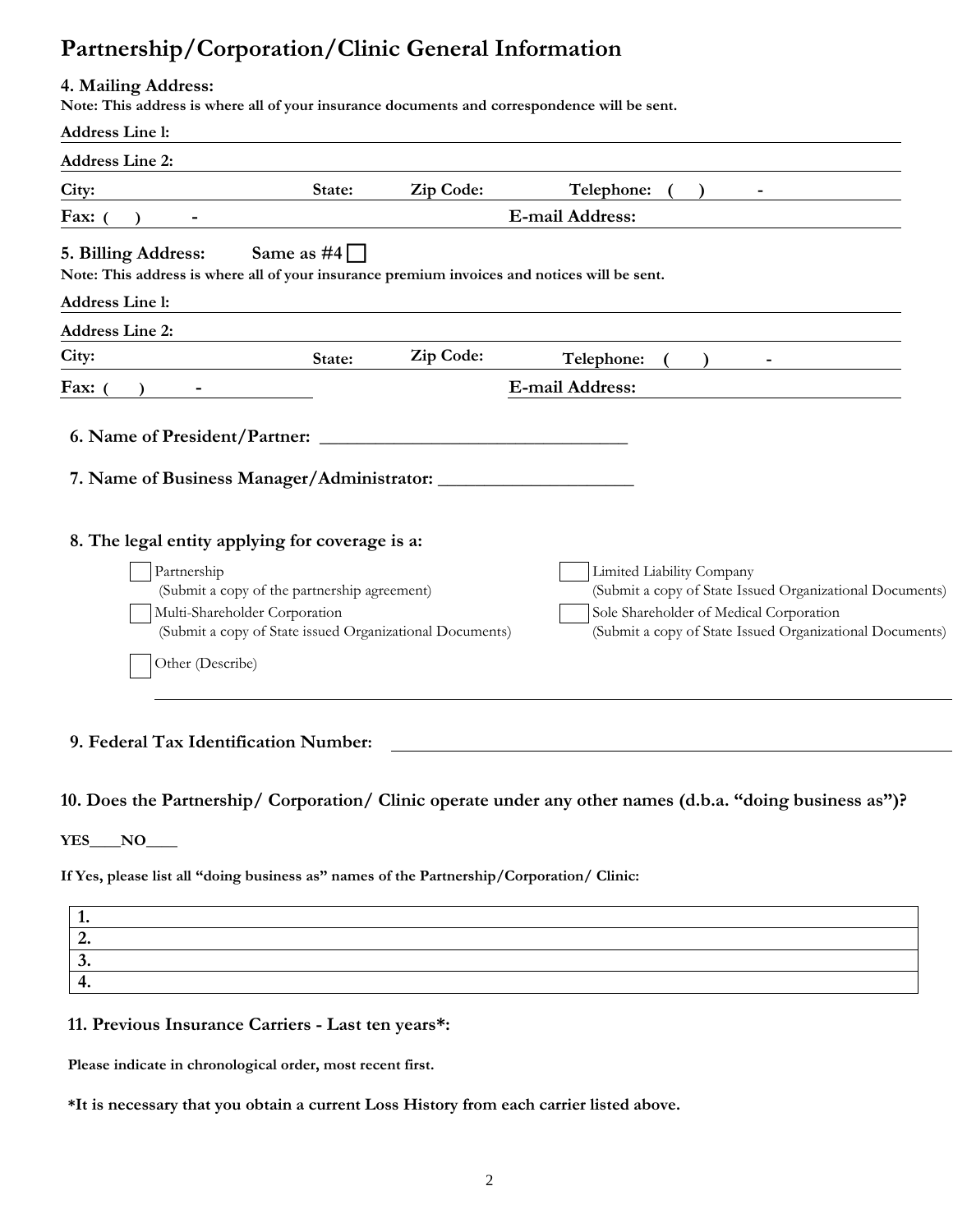# Partnership/Corporation/Clinic General Information

**4. Mailing Address:**

**Note: This address is where all of your insurance documents and correspondence will be sent.**

**Address Line l:** ______________________________

**Address Line 2:** ______________________________

**City:** __________ **State:** ______ **Zip Code:** ______ **Telephone: (   )   -**

**Fax: (   )   -** __________ **E-mail Address:** __________

**5. Billing Address:** **Same as #4** ☐

**Note: This address is where all of your insurance premium invoices and notices will be sent.**

**Address Line l:** ______________________________

**Address Line 2:** ______________________________

**City:** __________ **State:** ______ **Zip Code:** ______ **Telephone: (   )   -**

**Fax: (   )   -** __________ **E-mail Address:** __________

**6. Name of President/Partner:** ________________________________

**7. Name of Business Manager/Administrator:** ____________________

**8. The legal entity applying for coverage is a:**

- ☐ Partnership (Submit a copy of the partnership agreement)
- ☐ Limited Liability Company (Submit a copy of State Issued Organizational Documents)
- ☐ Multi-Shareholder Corporation (Submit a copy of State issued Organizational Documents)
- ☐ Sole Shareholder of Medical Corporation (Submit a copy of State Issued Organizational Documents)
- ☐ Other (Describe) ______________________________

**9. Federal Tax Identification Number:** ______________________________

**10. Does the Partnership/ Corporation/ Clinic operate under any other names (d.b.a. "doing business as")?**

**YES____NO____**

**If Yes, please list all "doing business as" names of the Partnership/Corporation/ Clinic:**

| |
|---|
| **1.** |
| **2.** |
| **3.** |
| **4.** |

**11. Previous Insurance Carriers - Last ten years*:**

**Please indicate in chronological order, most recent first.**

***It is necessary that you obtain a current Loss History from each carrier listed above.**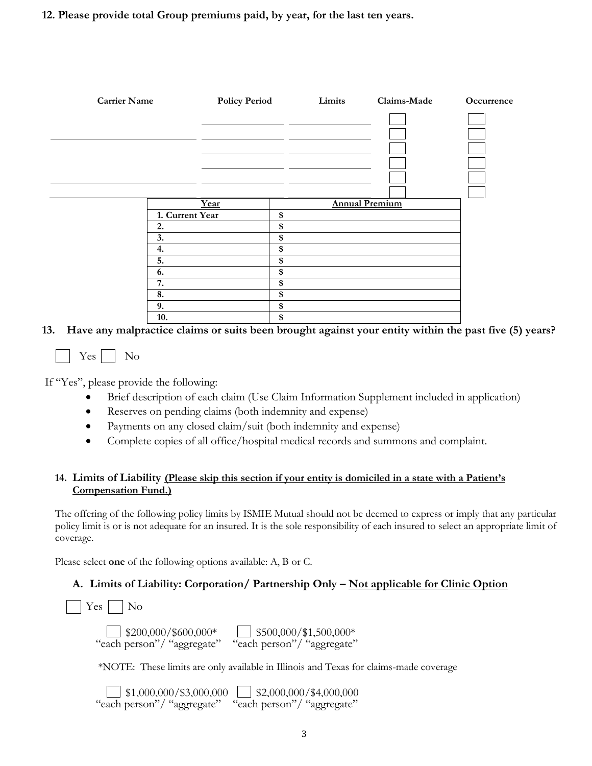**12. Please provide total Group premiums paid, by year, for the last ten years.**

| Carrier Name | Policy Period | Limits | Claims-Made | Occurrence |
|---|---|---|---|---|
| | | | ☐ | ☐ |
| | | | ☐ | ☐ |
| | | | ☐ | ☐ |
| | | | ☐ | ☐ |
| | | | ☐ | ☐ |
| | | | ☐ | ☐ |

| Year | Annual Premium |
|---|---|
| 1. Current Year | $ |
| 2. | $ |
| 3. | $ |
| 4. | $ |
| 5. | $ |
| 6. | $ |
| 7. | $ |
| 8. | $ |
| 9. | $ |
| 10. | $ |

**13. Have any malpractice claims or suits been brought against your entity within the past five (5) years?**

☐ Yes ☐ No

If "Yes", please provide the following:

- Brief description of each claim (Use Claim Information Supplement included in application)
- Reserves on pending claims (both indemnity and expense)
- Payments on any closed claim/suit (both indemnity and expense)
- Complete copies of all office/hospital medical records and summons and complaint.

**14. Limits of Liability <u>(Please skip this section if your entity is domiciled in a state with a Patient's Compensation Fund.)</u>**

The offering of the following policy limits by ISMIE Mutual should not be deemed to express or imply that any particular policy limit is or is not adequate for an insured. It is the sole responsibility of each insured to select an appropriate limit of coverage.

Please select **one** of the following options available: A, B or C.

**A. Limits of Liability: Corporation/ Partnership Only – <u>Not applicable for Clinic Option</u>**

☐ Yes ☐ No

☐ $200,000/$600,000* "each person"/ "aggregate" ☐ $500,000/$1,500,000* "each person"/ "aggregate"

*NOTE: These limits are only available in Illinois and Texas for claims-made coverage

☐ $1,000,000/$3,000,000 "each person"/ "aggregate" ☐ $2,000,000/$4,000,000 "each person"/ "aggregate"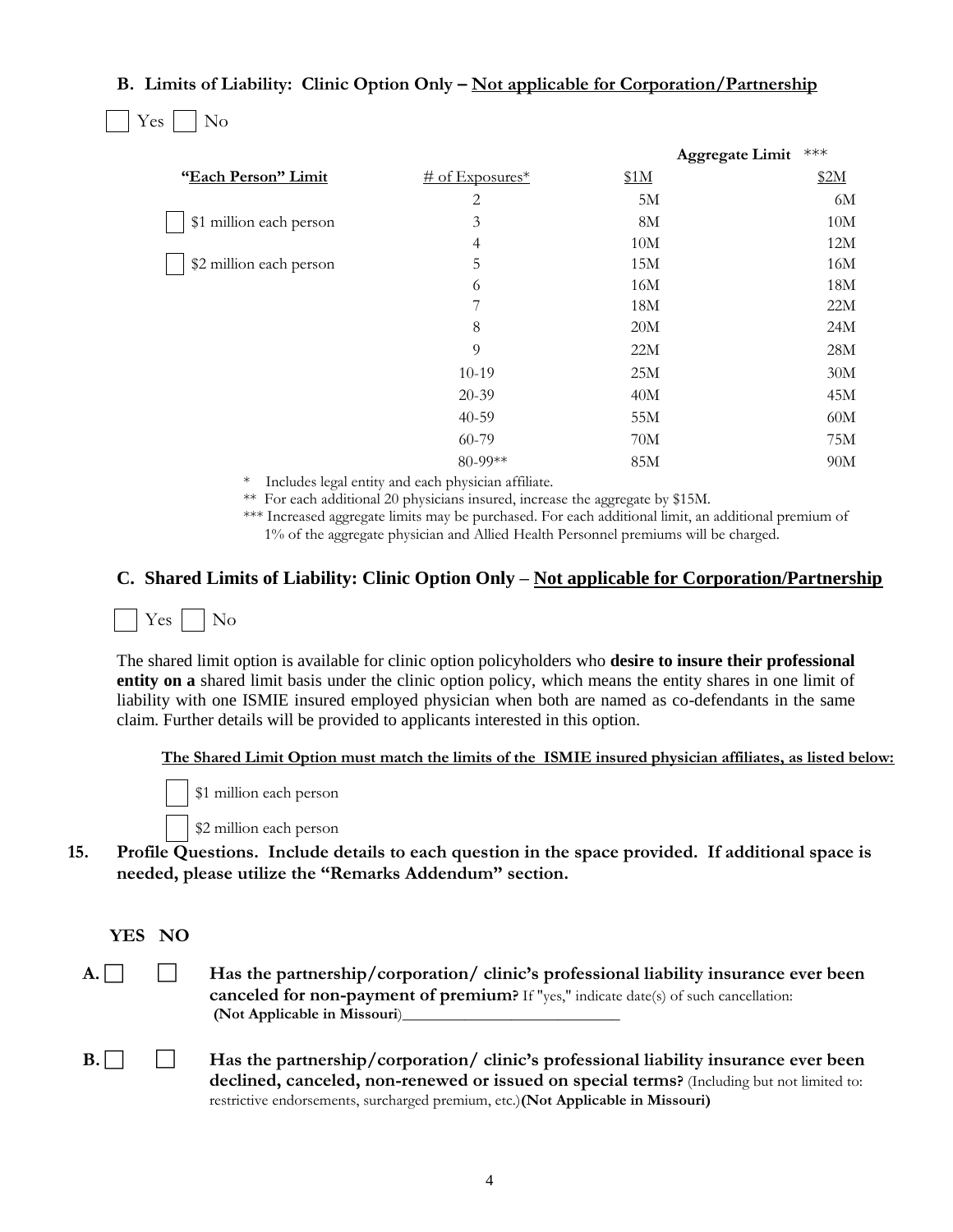**B. Limits of Liability: Clinic Option Only – Not applicable for Corporation/Partnership**

☐ Yes ☐ No

| "Each Person" Limit | # of Exposures* | Aggregate Limit *** $1M | $2M |
| --- | --- | --- | --- |
| | 2 | 5M | 6M |
| ☐ $1 million each person | 3 | 8M | 10M |
| | 4 | 10M | 12M |
| ☐ $2 million each person | 5 | 15M | 16M |
| | 6 | 16M | 18M |
| | 7 | 18M | 22M |
| | 8 | 20M | 24M |
| | 9 | 22M | 28M |
| | 10-19 | 25M | 30M |
| | 20-39 | 40M | 45M |
| | 40-59 | 55M | 60M |
| | 60-79 | 70M | 75M |
| | 80-99** | 85M | 90M |

\* Includes legal entity and each physician affiliate.

** For each additional 20 physicians insured, increase the aggregate by $15M.

*** Increased aggregate limits may be purchased. For each additional limit, an additional premium of 1% of the aggregate physician and Allied Health Personnel premiums will be charged.

**C. Shared Limits of Liability: Clinic Option Only – Not applicable for Corporation/Partnership**

☐ Yes ☐ No

The shared limit option is available for clinic option policyholders who **desire to insure their professional entity on a** shared limit basis under the clinic option policy, which means the entity shares in one limit of liability with one ISMIE insured employed physician when both are named as co-defendants in the same claim. Further details will be provided to applicants interested in this option.

**The Shared Limit Option must match the limits of the ISMIE insured physician affiliates, as listed below:**

☐ $1 million each person

☐ $2 million each person

**15. Profile Questions. Include details to each question in the space provided. If additional space is needed, please utilize the "Remarks Addendum" section.**

**YES NO**

**A.** ☐ ☐ **Has the partnership/corporation/ clinic's professional liability insurance ever been canceled for non-payment of premium?** If "yes," indicate date(s) of such cancellation: **(Not Applicable in Missouri**)____________________________

**B.** ☐ ☐ **Has the partnership/corporation/ clinic's professional liability insurance ever been declined, canceled, non-renewed or issued on special terms?** (Including but not limited to: restrictive endorsements, surcharged premium, etc.)**(Not Applicable in Missouri)**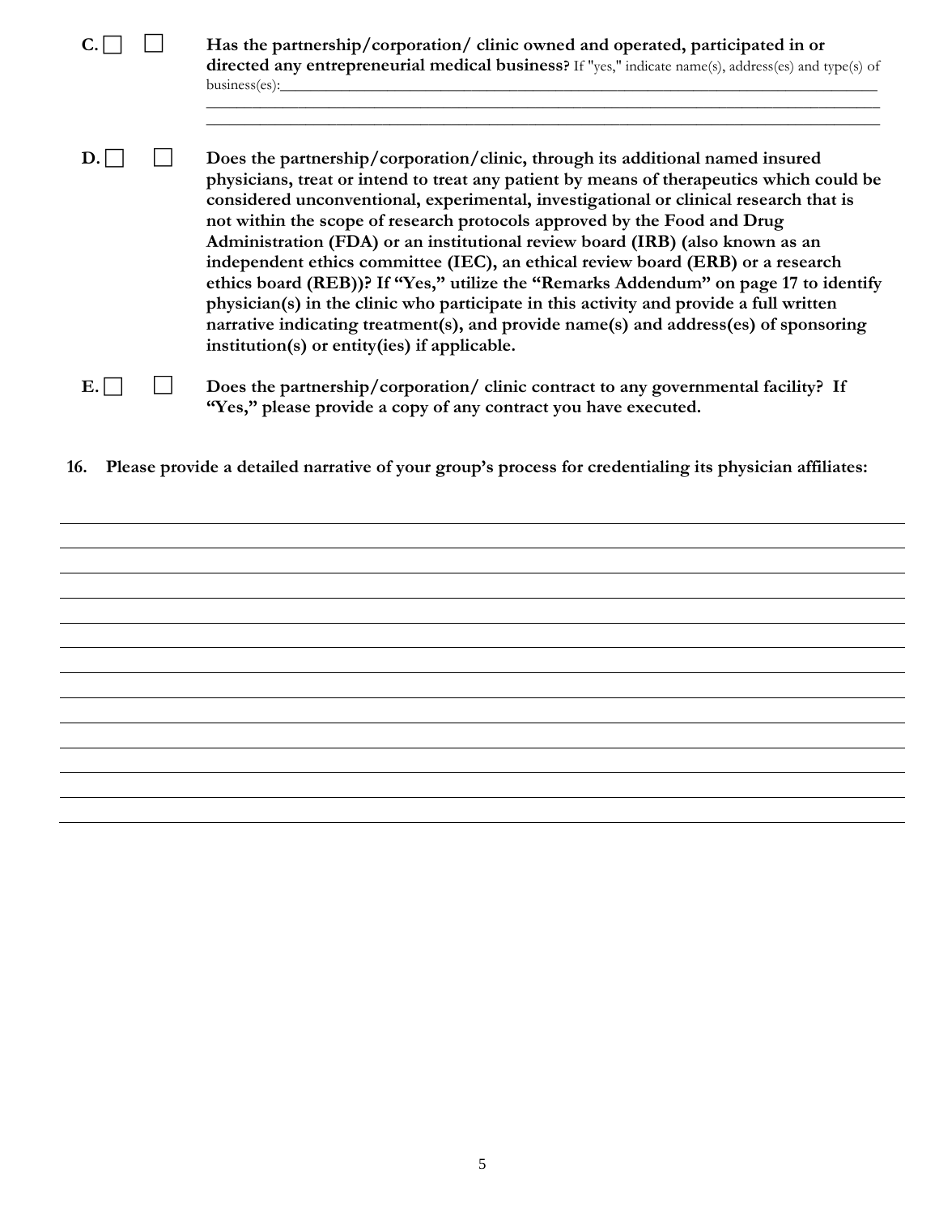**C.** ☐ ☐ **Has the partnership/corporation/ clinic owned and operated, participated in or directed any entrepreneurial medical business?** If "yes," indicate name(s), address(es) and type(s) of business(es):\_\_\_\_\_\_\_\_\_\_\_\_\_\_\_\_\_\_\_\_\_\_\_\_\_\_\_\_\_\_\_\_\_\_\_\_\_\_\_\_\_\_\_\_\_\_\_\_\_\_\_\_\_\_\_\_\_\_\_\_\_\_\_\_\_\_\_\_\_\_\_\_

\_\_\_\_\_\_\_\_\_\_\_\_\_\_\_\_\_\_\_\_\_\_\_\_\_\_\_\_\_\_\_\_\_\_\_\_\_\_\_\_\_\_\_\_\_\_\_\_\_\_\_\_\_\_\_\_\_\_\_\_\_\_\_\_\_\_\_\_\_\_\_\_\_\_\_\_\_\_\_\_\_\_

\_\_\_\_\_\_\_\_\_\_\_\_\_\_\_\_\_\_\_\_\_\_\_\_\_\_\_\_\_\_\_\_\_\_\_\_\_\_\_\_\_\_\_\_\_\_\_\_\_\_\_\_\_\_\_\_\_\_\_\_\_\_\_\_\_\_\_\_\_\_\_\_\_\_\_\_\_\_\_\_\_\_

**D.** ☐ ☐ **Does the partnership/corporation/clinic, through its additional named insured physicians, treat or intend to treat any patient by means of therapeutics which could be considered unconventional, experimental, investigational or clinical research that is not within the scope of research protocols approved by the Food and Drug Administration (FDA) or an institutional review board (IRB) (also known as an independent ethics committee (IEC), an ethical review board (ERB) or a research ethics board (REB))? If "Yes," utilize the "Remarks Addendum" on page 17 to identify physician(s) in the clinic who participate in this activity and provide a full written narrative indicating treatment(s), and provide name(s) and address(es) of sponsoring institution(s) or entity(ies) if applicable.**

**E.** ☐ ☐ **Does the partnership/corporation/ clinic contract to any governmental facility? If "Yes," please provide a copy of any contract you have executed.**

**16. Please provide a detailed narrative of your group's process for credentialing its physician affiliates:**

\_\_\_\_\_\_\_\_\_\_\_\_\_\_\_\_\_\_\_\_\_\_\_\_\_\_\_\_\_\_\_\_\_\_\_\_\_\_\_\_\_\_\_\_\_\_\_\_\_\_\_\_\_\_\_\_\_\_\_\_\_\_\_\_\_\_\_\_\_\_\_\_\_\_\_\_\_\_\_\_\_\_

\_\_\_\_\_\_\_\_\_\_\_\_\_\_\_\_\_\_\_\_\_\_\_\_\_\_\_\_\_\_\_\_\_\_\_\_\_\_\_\_\_\_\_\_\_\_\_\_\_\_\_\_\_\_\_\_\_\_\_\_\_\_\_\_\_\_\_\_\_\_\_\_\_\_\_\_\_\_\_\_\_\_

\_\_\_\_\_\_\_\_\_\_\_\_\_\_\_\_\_\_\_\_\_\_\_\_\_\_\_\_\_\_\_\_\_\_\_\_\_\_\_\_\_\_\_\_\_\_\_\_\_\_\_\_\_\_\_\_\_\_\_\_\_\_\_\_\_\_\_\_\_\_\_\_\_\_\_\_\_\_\_\_\_\_

\_\_\_\_\_\_\_\_\_\_\_\_\_\_\_\_\_\_\_\_\_\_\_\_\_\_\_\_\_\_\_\_\_\_\_\_\_\_\_\_\_\_\_\_\_\_\_\_\_\_\_\_\_\_\_\_\_\_\_\_\_\_\_\_\_\_\_\_\_\_\_\_\_\_\_\_\_\_\_\_\_\_

\_\_\_\_\_\_\_\_\_\_\_\_\_\_\_\_\_\_\_\_\_\_\_\_\_\_\_\_\_\_\_\_\_\_\_\_\_\_\_\_\_\_\_\_\_\_\_\_\_\_\_\_\_\_\_\_\_\_\_\_\_\_\_\_\_\_\_\_\_\_\_\_\_\_\_\_\_\_\_\_\_\_

\_\_\_\_\_\_\_\_\_\_\_\_\_\_\_\_\_\_\_\_\_\_\_\_\_\_\_\_\_\_\_\_\_\_\_\_\_\_\_\_\_\_\_\_\_\_\_\_\_\_\_\_\_\_\_\_\_\_\_\_\_\_\_\_\_\_\_\_\_\_\_\_\_\_\_\_\_\_\_\_\_\_

\_\_\_\_\_\_\_\_\_\_\_\_\_\_\_\_\_\_\_\_\_\_\_\_\_\_\_\_\_\_\_\_\_\_\_\_\_\_\_\_\_\_\_\_\_\_\_\_\_\_\_\_\_\_\_\_\_\_\_\_\_\_\_\_\_\_\_\_\_\_\_\_\_\_\_\_\_\_\_\_\_\_

\_\_\_\_\_\_\_\_\_\_\_\_\_\_\_\_\_\_\_\_\_\_\_\_\_\_\_\_\_\_\_\_\_\_\_\_\_\_\_\_\_\_\_\_\_\_\_\_\_\_\_\_\_\_\_\_\_\_\_\_\_\_\_\_\_\_\_\_\_\_\_\_\_\_\_\_\_\_\_\_\_\_

\_\_\_\_\_\_\_\_\_\_\_\_\_\_\_\_\_\_\_\_\_\_\_\_\_\_\_\_\_\_\_\_\_\_\_\_\_\_\_\_\_\_\_\_\_\_\_\_\_\_\_\_\_\_\_\_\_\_\_\_\_\_\_\_\_\_\_\_\_\_\_\_\_\_\_\_\_\_\_\_\_\_

\_\_\_\_\_\_\_\_\_\_\_\_\_\_\_\_\_\_\_\_\_\_\_\_\_\_\_\_\_\_\_\_\_\_\_\_\_\_\_\_\_\_\_\_\_\_\_\_\_\_\_\_\_\_\_\_\_\_\_\_\_\_\_\_\_\_\_\_\_\_\_\_\_\_\_\_\_\_\_\_\_\_

\_\_\_\_\_\_\_\_\_\_\_\_\_\_\_\_\_\_\_\_\_\_\_\_\_\_\_\_\_\_\_\_\_\_\_\_\_\_\_\_\_\_\_\_\_\_\_\_\_\_\_\_\_\_\_\_\_\_\_\_\_\_\_\_\_\_\_\_\_\_\_\_\_\_\_\_\_\_\_\_\_\_

\_\_\_\_\_\_\_\_\_\_\_\_\_\_\_\_\_\_\_\_\_\_\_\_\_\_\_\_\_\_\_\_\_\_\_\_\_\_\_\_\_\_\_\_\_\_\_\_\_\_\_\_\_\_\_\_\_\_\_\_\_\_\_\_\_\_\_\_\_\_\_\_\_\_\_\_\_\_\_\_\_\_

\_\_\_\_\_\_\_\_\_\_\_\_\_\_\_\_\_\_\_\_\_\_\_\_\_\_\_\_\_\_\_\_\_\_\_\_\_\_\_\_\_\_\_\_\_\_\_\_\_\_\_\_\_\_\_\_\_\_\_\_\_\_\_\_\_\_\_\_\_\_\_\_\_\_\_\_\_\_\_\_\_\_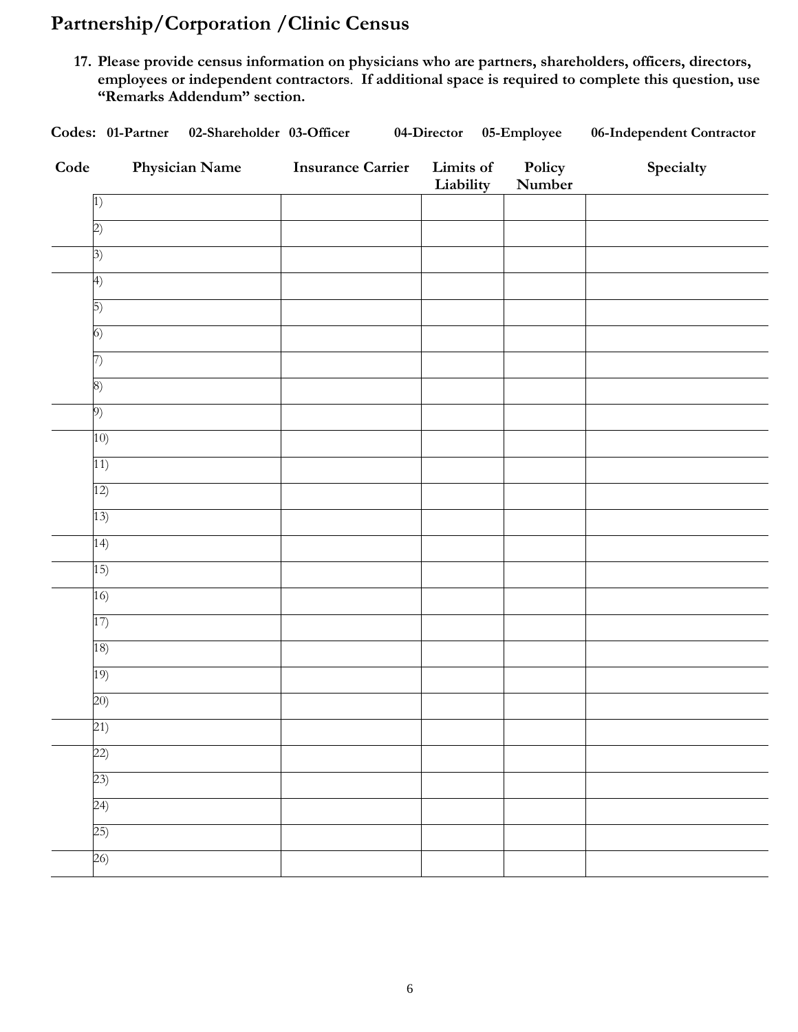# Partnership/Corporation /Clinic Census

**17. Please provide census information on physicians who are partners, shareholders, officers, directors, employees or independent contractors. If additional space is required to complete this question, use "Remarks Addendum" section.**

**Codes: 01-Partner 02-Shareholder 03-Officer 04-Director 05-Employee 06-Independent Contractor**

| Code | Physician Name | Insurance Carrier | Limits of Liability | Policy Number | Specialty |
|---|---|---|---|---|---|
| | 1) | | | | |
| | 2) | | | | |
| | 3) | | | | |
| | 4) | | | | |
| | 5) | | | | |
| | 6) | | | | |
| | 7) | | | | |
| | 8) | | | | |
| | 9) | | | | |
| | 10) | | | | |
| | 11) | | | | |
| | 12) | | | | |
| | 13) | | | | |
| | 14) | | | | |
| | 15) | | | | |
| | 16) | | | | |
| | 17) | | | | |
| | 18) | | | | |
| | 19) | | | | |
| | 20) | | | | |
| | 21) | | | | |
| | 22) | | | | |
| | 23) | | | | |
| | 24) | | | | |
| | 25) | | | | |
| | 26) | | | | |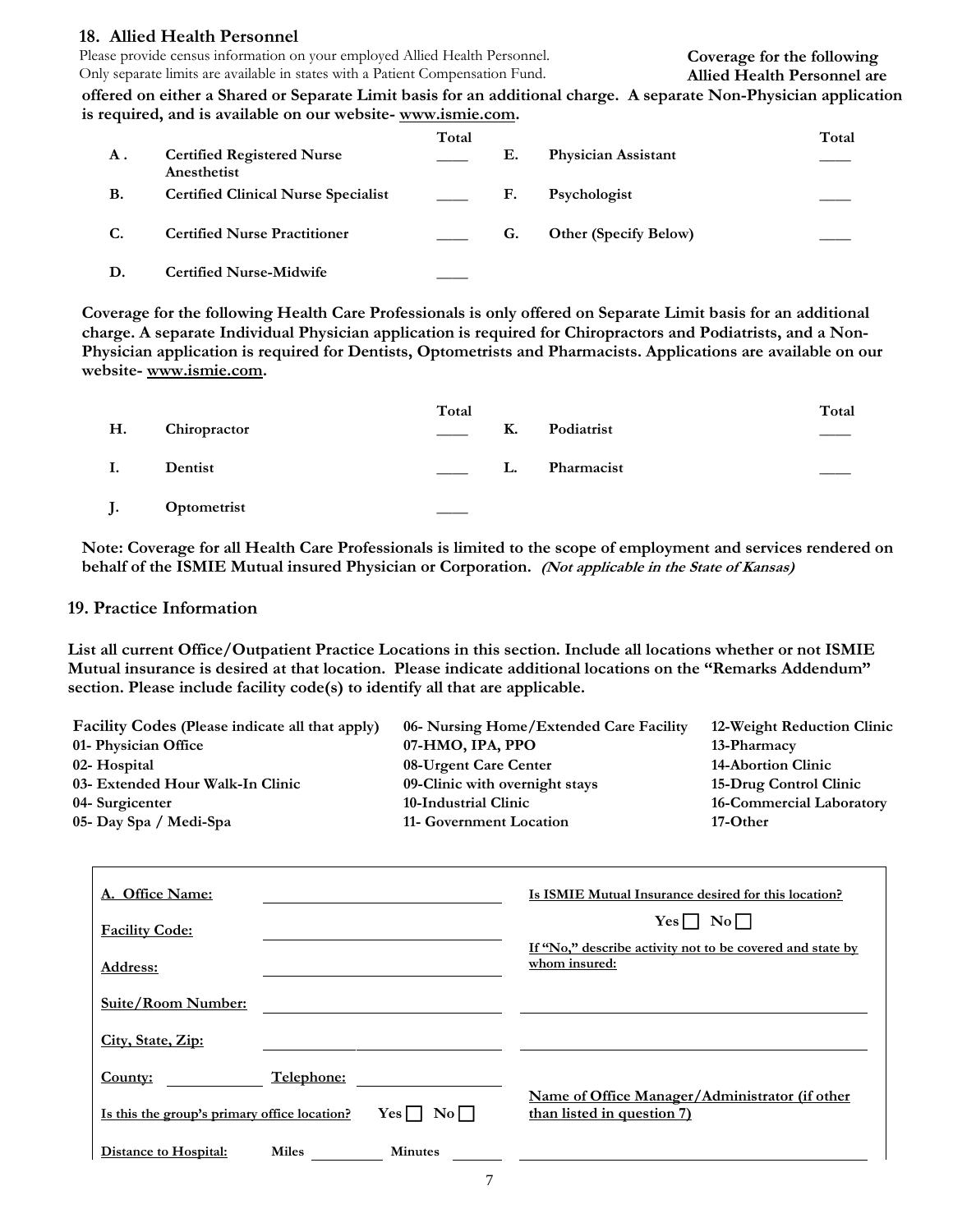## 18. Allied Health Personnel

Please provide census information on your employed Allied Health Personnel. Only separate limits are available in states with a Patient Compensation Fund.

**Coverage for the following Allied Health Personnel are offered on either a Shared or Separate Limit basis for an additional charge. A separate Non-Physician application is required, and is available on our website- www.ismie.com.**

| | | Total | | | Total |
|---|---|---|---|---|---|
| **A.** | **Certified Registered Nurse Anesthetist** | ____ | **E.** | **Physician Assistant** | ____ |
| **B.** | **Certified Clinical Nurse Specialist** | ____ | **F.** | **Psychologist** | ____ |
| **C.** | **Certified Nurse Practitioner** | ____ | **G.** | **Other (Specify Below)** | ____ |
| **D.** | **Certified Nurse-Midwife** | ____ | | | |

**Coverage for the following Health Care Professionals is only offered on Separate Limit basis for an additional charge. A separate Individual Physician application is required for Chiropractors and Podiatrists, and a Non-Physician application is required for Dentists, Optometrists and Pharmacists. Applications are available on our website- www.ismie.com.**

| | | Total | | | Total |
|---|---|---|---|---|---|
| **H.** | **Chiropractor** | ____ | **K.** | **Podiatrist** | ____ |
| **I.** | **Dentist** | ____ | **L.** | **Pharmacist** | ____ |
| **J.** | **Optometrist** | ____ | | | |

**Note: Coverage for all Health Care Professionals is limited to the scope of employment and services rendered on behalf of the ISMIE Mutual insured Physician or Corporation.** ***(Not applicable in the State of Kansas)***

## 19. Practice Information

**List all current Office/Outpatient Practice Locations in this section. Include all locations whether or not ISMIE Mutual insurance is desired at that location. Please indicate additional locations on the "Remarks Addendum" section. Please include facility code(s) to identify all that are applicable.**

**Facility Codes (Please indicate all that apply)**

- **01- Physician Office**
- **02- Hospital**
- **03- Extended Hour Walk-In Clinic**
- **04- Surgicenter**
- **05- Day Spa / Medi-Spa**
- **06- Nursing Home/Extended Care Facility**
- **07-HMO, IPA, PPO**
- **08-Urgent Care Center**
- **09-Clinic with overnight stays**
- **10-Industrial Clinic**
- **11- Government Location**
- **12-Weight Reduction Clinic**
- **13-Pharmacy**
- **14-Abortion Clinic**
- **15-Drug Control Clinic**
- **16-Commercial Laboratory**
- **17-Other**

**A. Office Name:** ____________________

**Facility Code:** ____________________

**Address:** ____________________

**Suite/Room Number:** ____________________

**City, State, Zip:** ____________________

**County:** __________ **Telephone:** __________

**Is this the group's primary office location?** Yes ☐ No ☐

**Distance to Hospital:** Miles ________ Minutes ________

**Is ISMIE Mutual Insurance desired for this location?**

Yes ☐ No ☐

**If "No," describe activity not to be covered and state by whom insured:**

____________________

____________________

**Name of Office Manager/Administrator (if other than listed in question 7)**

____________________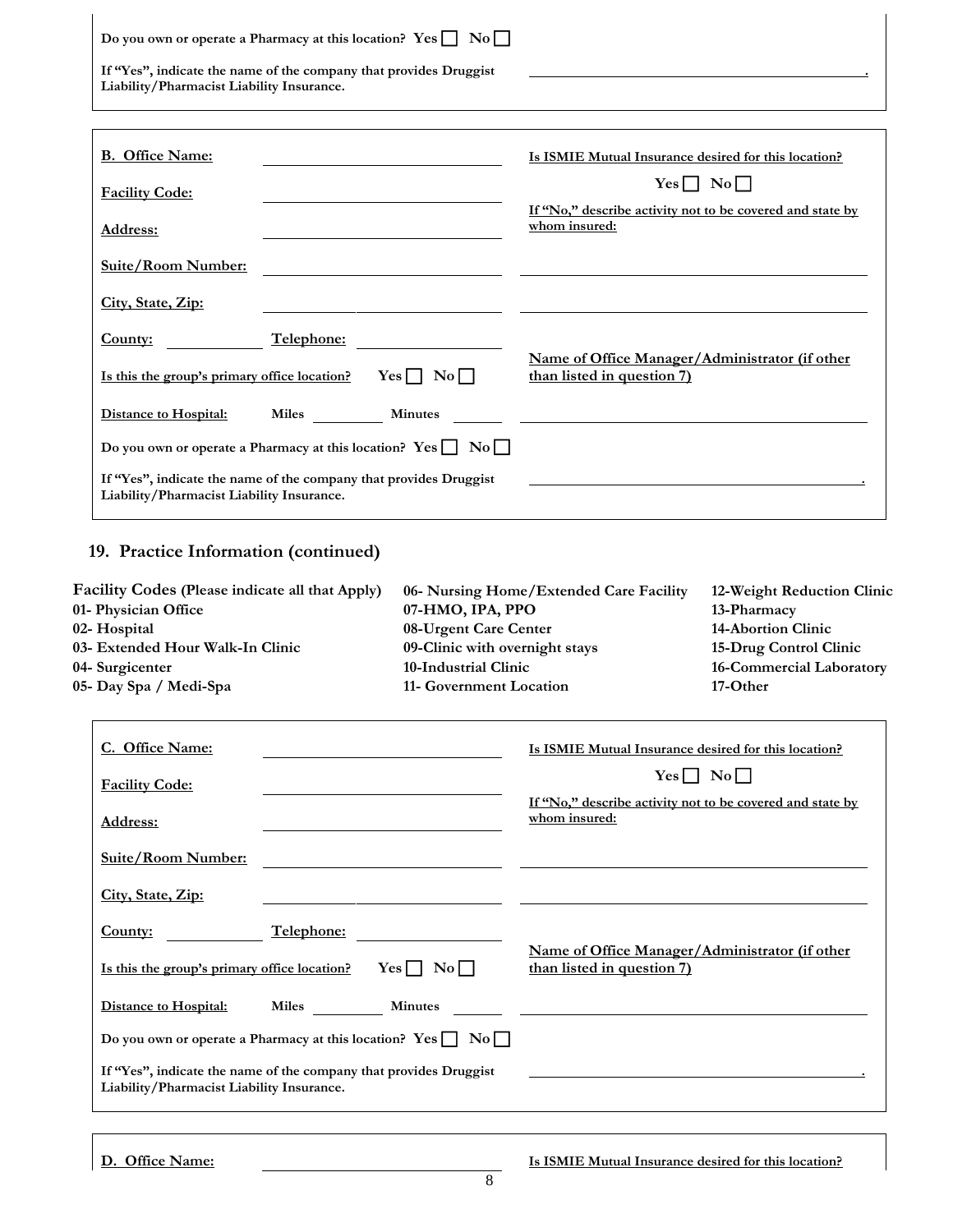Do you own or operate a Pharmacy at this location? **Yes** ☐ **No** ☐

**If "Yes", indicate the name of the company that provides Druggist Liability/Pharmacist Liability Insurance.** ______________________.

---

**B. Office Name:** ______________________

**Facility Code:** ______________________

**Address:** ______________________

**Suite/Room Number:** ______________________

**City, State, Zip:** ______________________

**County:** __________ **Telephone:** __________

**Is this the group's primary office location?** **Yes** ☐ **No** ☐

**Distance to Hospital:** **Miles** ______ **Minutes** ______

**Is ISMIE Mutual Insurance desired for this location?**

**Yes** ☐ **No** ☐

**If "No," describe activity not to be covered and state by whom insured:**

______________________

______________________

**Name of Office Manager/Administrator (if other than listed in question 7)**

______________________

**Do you own or operate a Pharmacy at this location? Yes** ☐ **No** ☐

**If "Yes", indicate the name of the company that provides Druggist Liability/Pharmacist Liability Insurance.** ______________________.

## 19. Practice Information (continued)

**Facility Codes (Please indicate all that Apply)**

| | | |
|---|---|---|
| **01- Physician Office** | **06- Nursing Home/Extended Care Facility** | **12-Weight Reduction Clinic** |
| **02- Hospital** | **07-HMO, IPA, PPO** | **13-Pharmacy** |
| **03- Extended Hour Walk-In Clinic** | **08-Urgent Care Center** | **14-Abortion Clinic** |
| **04- Surgicenter** | **09-Clinic with overnight stays** | **15-Drug Control Clinic** |
| **05- Day Spa / Medi-Spa** | **10-Industrial Clinic** | **16-Commercial Laboratory** |
| | **11- Government Location** | **17-Other** |

---

**C. Office Name:** ______________________

**Facility Code:** ______________________

**Address:** ______________________

**Suite/Room Number:** ______________________

**City, State, Zip:** ______________________

**County:** __________ **Telephone:** __________

**Is this the group's primary office location?** **Yes** ☐ **No** ☐

**Distance to Hospital:** **Miles** ______ **Minutes** ______

**Is ISMIE Mutual Insurance desired for this location?**

**Yes** ☐ **No** ☐

**If "No," describe activity not to be covered and state by whom insured:**

______________________

______________________

**Name of Office Manager/Administrator (if other than listed in question 7)**

______________________

**Do you own or operate a Pharmacy at this location? Yes** ☐ **No** ☐

**If "Yes", indicate the name of the company that provides Druggist Liability/Pharmacist Liability Insurance.** ______________________.

---

**D. Office Name:** ______________________

**Is ISMIE Mutual Insurance desired for this location?**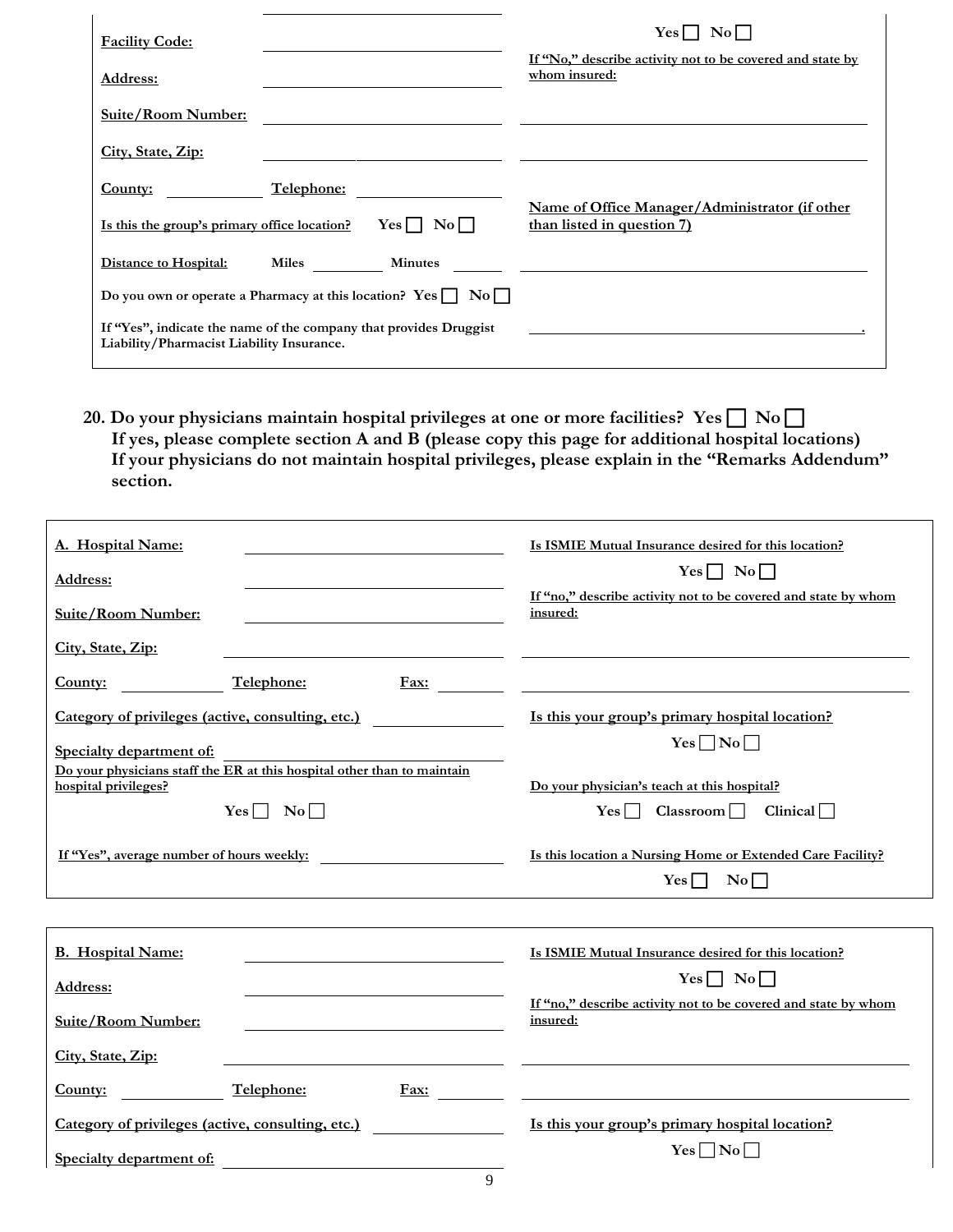**Facility Code:** ____________________

**Address:** ____________________

**Suite/Room Number:** ____________________

**City, State, Zip:** ____________________

**County:** __________ **Telephone:** __________

**Is this the group's primary office location?** Yes ☐ No ☐

**Distance to Hospital:** Miles ________ Minutes ________

**Do you own or operate a Pharmacy at this location?** Yes ☐ No ☐

**If "Yes", indicate the name of the company that provides Druggist Liability/Pharmacist Liability Insurance.** ____________________.

Yes ☐ No ☐

**If "No," describe activity not to be covered and state by whom insured:**

____________________

____________________

**Name of Office Manager/Administrator (if other than listed in question 7)**

____________________

**20. Do your physicians maintain hospital privileges at one or more facilities? Yes ☐ No ☐**
**If yes, please complete section A and B (please copy this page for additional hospital locations)**
**If your physicians do not maintain hospital privileges, please explain in the "Remarks Addendum" section.**

**A. Hospital Name:** ____________________

**Address:** ____________________

**Suite/Room Number:** ____________________

**City, State, Zip:** ____________________

**County:** __________ **Telephone:** __________ **Fax:** __________

**Category of privileges (active, consulting, etc.)** __________

**Specialty department of:** ____________________

**Do your physicians staff the ER at this hospital other than to maintain hospital privileges?**

Yes ☐ No ☐

**If "Yes", average number of hours weekly:** __________

**Is ISMIE Mutual Insurance desired for this location?**

Yes ☐ No ☐

**If "no," describe activity not to be covered and state by whom insured:**

____________________

____________________

**Is this your group's primary hospital location?**

Yes ☐ No ☐

**Do your physician's teach at this hospital?**

Yes ☐ Classroom ☐ Clinical ☐

**Is this location a Nursing Home or Extended Care Facility?**

Yes ☐ No ☐

**B. Hospital Name:** ____________________

**Address:** ____________________

**Suite/Room Number:** ____________________

**City, State, Zip:** ____________________

**County:** __________ **Telephone:** __________ **Fax:** __________

**Category of privileges (active, consulting, etc.)** __________

**Specialty department of:** ____________________

**Is ISMIE Mutual Insurance desired for this location?**

Yes ☐ No ☐

**If "no," describe activity not to be covered and state by whom insured:**

____________________

____________________

**Is this your group's primary hospital location?**

Yes ☐ No ☐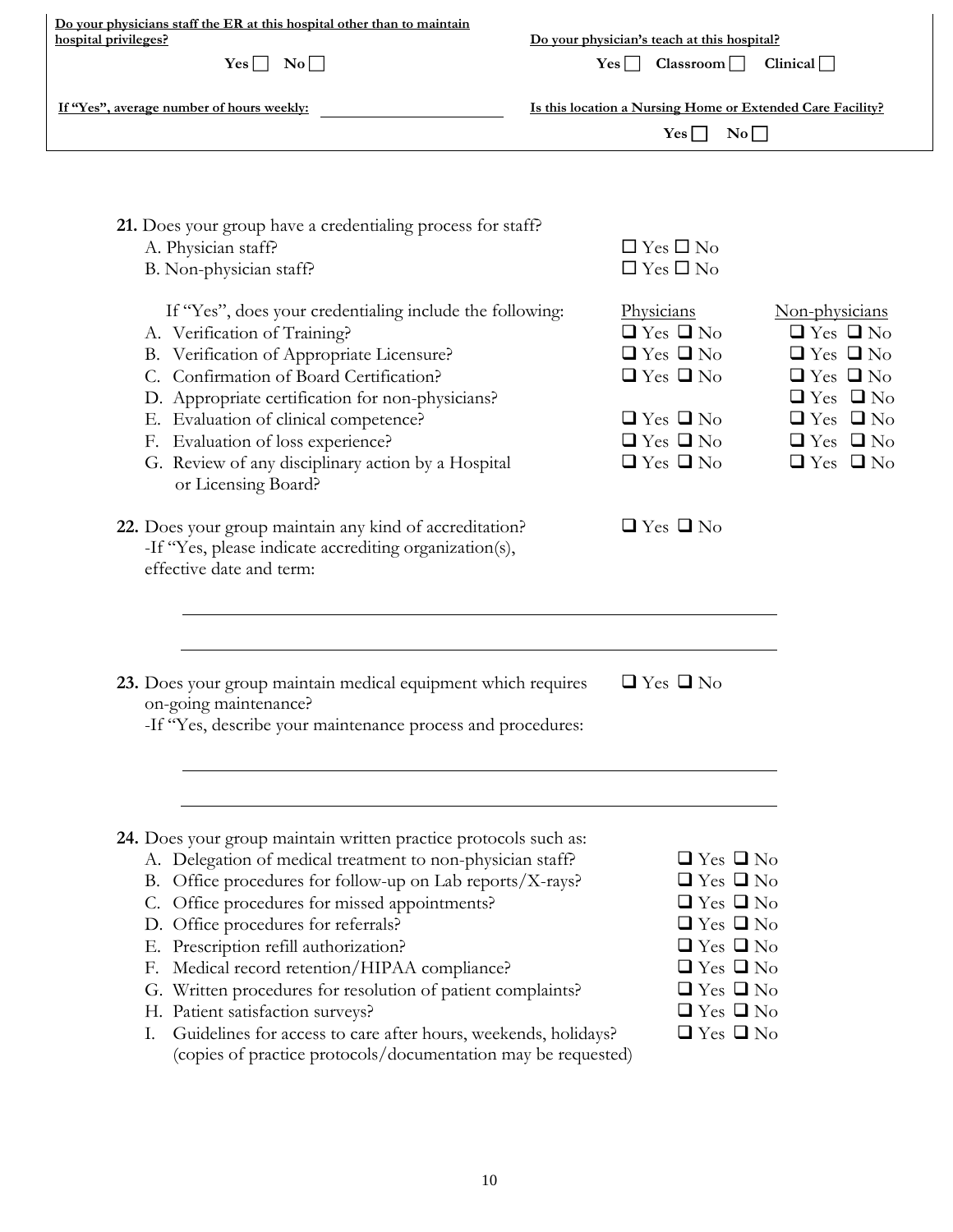| | |
|---|---|
| **Do your physicians staff the ER at this hospital other than to maintain hospital privileges?** | **Do your physician's teach at this hospital?** |
| **Yes** ☐ **No** ☐ | **Yes** ☐ **Classroom** ☐ **Clinical** ☐ |
| **If "Yes", average number of hours weekly:** ____________ | **Is this location a Nursing Home or Extended Care Facility?** |
| | **Yes** ☐ **No** ☐ |

**21.** Does your group have a credentialing process for staff?

| | |
|---|---|
| A. Physician staff? | ☐ Yes ☐ No |
| B. Non-physician staff? | ☐ Yes ☐ No |

| If "Yes", does your credentialing include the following: | Physicians | Non-physicians |
|---|---|---|
| A. Verification of Training? | ❑ Yes ❑ No | ❑ Yes ❑ No |
| B. Verification of Appropriate Licensure? | ❑ Yes ❑ No | ❑ Yes ❑ No |
| C. Confirmation of Board Certification? | ❑ Yes ❑ No | ❑ Yes ❑ No |
| D. Appropriate certification for non-physicians? | | ❑ Yes ❑ No |
| E. Evaluation of clinical competence? | ❑ Yes ❑ No | ❑ Yes ❑ No |
| F. Evaluation of loss experience? | ❑ Yes ❑ No | ❑ Yes ❑ No |
| G. Review of any disciplinary action by a Hospital or Licensing Board? | ❑ Yes ❑ No | ❑ Yes ❑ No |

**22.** Does your group maintain any kind of accreditation? ❑ Yes ❑ No
-If "Yes, please indicate accrediting organization(s), effective date and term:

______________________________________________

______________________________________________

**23.** Does your group maintain medical equipment which requires on-going maintenance? ❑ Yes ❑ No
-If "Yes, describe your maintenance process and procedures:

______________________________________________

______________________________________________

**24.** Does your group maintain written practice protocols such as:

| | |
|---|---|
| A. Delegation of medical treatment to non-physician staff? | ❑ Yes ❑ No |
| B. Office procedures for follow-up on Lab reports/X-rays? | ❑ Yes ❑ No |
| C. Office procedures for missed appointments? | ❑ Yes ❑ No |
| D. Office procedures for referrals? | ❑ Yes ❑ No |
| E. Prescription refill authorization? | ❑ Yes ❑ No |
| F. Medical record retention/HIPAA compliance? | ❑ Yes ❑ No |
| G. Written procedures for resolution of patient complaints? | ❑ Yes ❑ No |
| H. Patient satisfaction surveys? | ❑ Yes ❑ No |
| I. Guidelines for access to care after hours, weekends, holidays? (copies of practice protocols/documentation may be requested) | ❑ Yes ❑ No |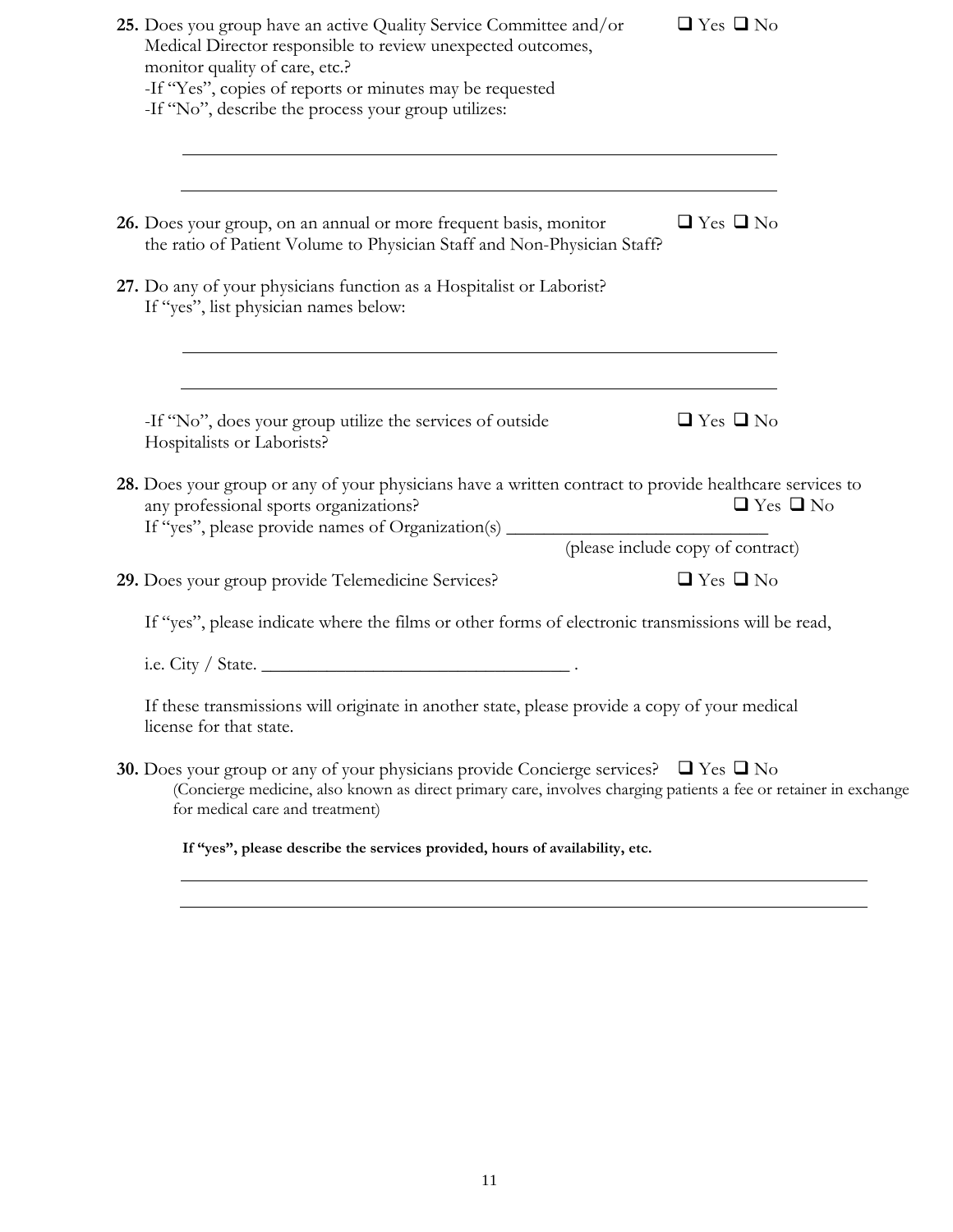**25.** Does you group have an active Quality Service Committee and/or Medical Director responsible to review unexpected outcomes, monitor quality of care, etc.? ❑ Yes ❑ No
-If "Yes", copies of reports or minutes may be requested
-If "No", describe the process your group utilizes:

______________________________________________________________

______________________________________________________________

**26.** Does your group, on an annual or more frequent basis, monitor the ratio of Patient Volume to Physician Staff and Non-Physician Staff? ❑ Yes ❑ No

**27.** Do any of your physicians function as a Hospitalist or Laborist?
If "yes", list physician names below:

______________________________________________________________

______________________________________________________________

-If "No", does your group utilize the services of outside Hospitalists or Laborists? ❑ Yes ❑ No

**28.** Does your group or any of your physicians have a written contract to provide healthcare services to any professional sports organizations? ❑ Yes ❑ No
If "yes", please provide names of Organization(s) ____________________________
(please include copy of contract)

**29.** Does your group provide Telemedicine Services? ❑ Yes ❑ No

If "yes", please indicate where the films or other forms of electronic transmissions will be read,

i.e. City / State. _________________________________ .

If these transmissions will originate in another state, please provide a copy of your medical license for that state.

**30.** Does your group or any of your physicians provide Concierge services? ❑ Yes ❑ No
(Concierge medicine, also known as direct primary care, involves charging patients a fee or retainer in exchange for medical care and treatment)

**If "yes", please describe the services provided, hours of availability, etc.**

______________________________________________________________

______________________________________________________________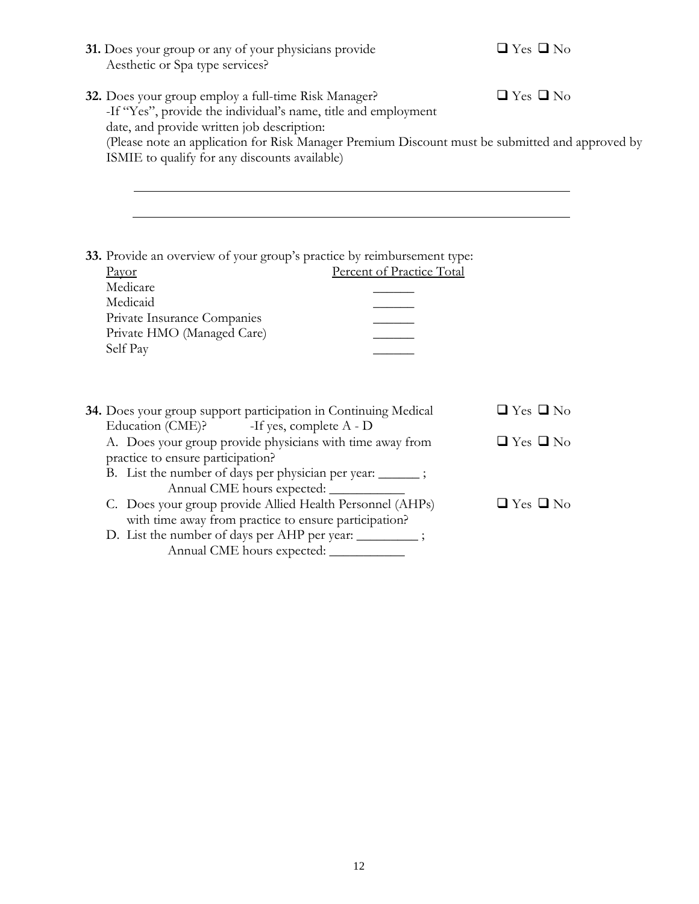**31.** Does your group or any of your physicians provide Aesthetic or Spa type services? ☐ Yes ☐ No

**32.** Does your group employ a full-time Risk Manager? ☐ Yes ☐ No
-If "Yes", provide the individual's name, title and employment date, and provide written job description:
(Please note an application for Risk Manager Premium Discount must be submitted and approved by ISMIE to qualify for any discounts available)

\_\_\_\_\_\_\_\_\_\_\_\_\_\_\_\_\_\_\_\_\_\_\_\_\_\_\_\_\_\_\_\_\_\_\_\_\_\_\_\_\_\_\_\_\_\_\_\_\_\_\_\_\_\_\_\_\_\_\_\_\_\_\_\_

\_\_\_\_\_\_\_\_\_\_\_\_\_\_\_\_\_\_\_\_\_\_\_\_\_\_\_\_\_\_\_\_\_\_\_\_\_\_\_\_\_\_\_\_\_\_\_\_\_\_\_\_\_\_\_\_\_\_\_\_\_\_\_\_

**33.** Provide an overview of your group's practice by reimbursement type:

| Payor | Percent of Practice Total |
|---|---|
| Medicare | \_\_\_\_\_\_ |
| Medicaid | \_\_\_\_\_\_ |
| Private Insurance Companies | \_\_\_\_\_\_ |
| Private HMO (Managed Care) | \_\_\_\_\_\_ |
| Self Pay | \_\_\_\_\_\_ |

**34.** Does your group support participation in Continuing Medical Education (CME)? -If yes, complete A - D ☐ Yes ☐ No

A. Does your group provide physicians with time away from practice to ensure participation? ☐ Yes ☐ No

B. List the number of days per physician per year: \_\_\_\_\_\_ ;
Annual CME hours expected: \_\_\_\_\_\_\_\_\_\_\_

C. Does your group provide Allied Health Personnel (AHPs) with time away from practice to ensure participation? ☐ Yes ☐ No

D. List the number of days per AHP per year: \_\_\_\_\_\_\_\_\_ ;
Annual CME hours expected: \_\_\_\_\_\_\_\_\_\_\_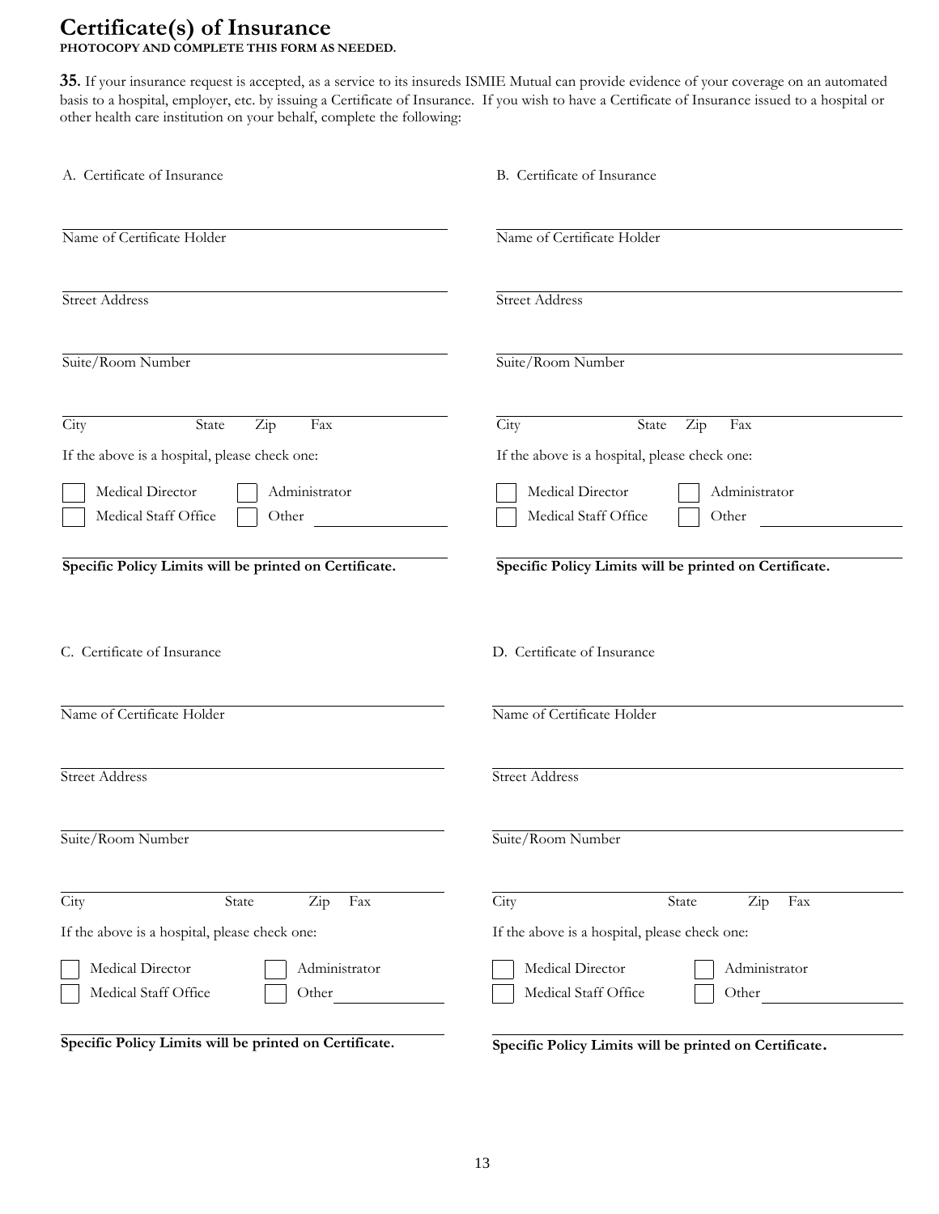# Certificate(s) of Insurance

**PHOTOCOPY AND COMPLETE THIS FORM AS NEEDED.**

**35.** If your insurance request is accepted, as a service to its insureds ISMIE Mutual can provide evidence of your coverage on an automated basis to a hospital, employer, etc. by issuing a Certificate of Insurance. If you wish to have a Certificate of Insurance issued to a hospital or other health care institution on your behalf, complete the following:

A. Certificate of Insurance

Name of Certificate Holder

Street Address

Suite/Room Number

City State Zip Fax

If the above is a hospital, please check one:

☐ Medical Director ☐ Administrator
☐ Medical Staff Office ☐ Other ________

**Specific Policy Limits will be printed on Certificate.**

B. Certificate of Insurance

Name of Certificate Holder

Street Address

Suite/Room Number

City State Zip Fax

If the above is a hospital, please check one:

☐ Medical Director ☐ Administrator
☐ Medical Staff Office ☐ Other ________

**Specific Policy Limits will be printed on Certificate.**

C. Certificate of Insurance

Name of Certificate Holder

Street Address

Suite/Room Number

City State Zip Fax

If the above is a hospital, please check one:

☐ Medical Director ☐ Administrator
☐ Medical Staff Office ☐ Other________

**Specific Policy Limits will be printed on Certificate.**

D. Certificate of Insurance

Name of Certificate Holder

Street Address

Suite/Room Number

City State Zip Fax

If the above is a hospital, please check one:

☐ Medical Director ☐ Administrator
☐ Medical Staff Office ☐ Other________

**Specific Policy Limits will be printed on Certificate.**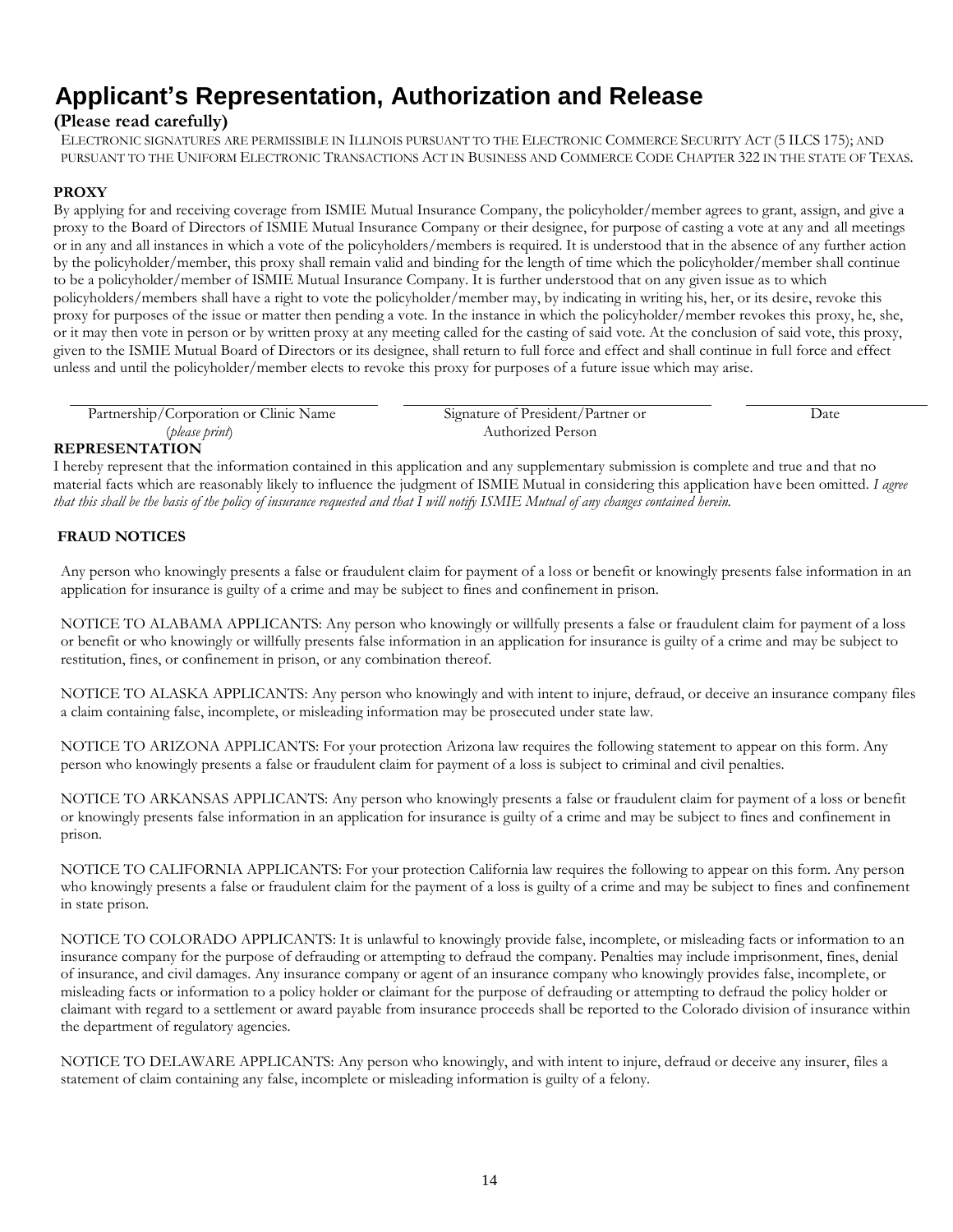# Applicant's Representation, Authorization and Release

**(Please read carefully)**

ELECTRONIC SIGNATURES ARE PERMISSIBLE IN ILLINOIS PURSUANT TO THE ELECTRONIC COMMERCE SECURITY ACT (5 ILCS 175); AND PURSUANT TO THE UNIFORM ELECTRONIC TRANSACTIONS ACT IN BUSINESS AND COMMERCE CODE CHAPTER 322 IN THE STATE OF TEXAS.

**PROXY**

By applying for and receiving coverage from ISMIE Mutual Insurance Company, the policyholder/member agrees to grant, assign, and give a proxy to the Board of Directors of ISMIE Mutual Insurance Company or their designee, for purpose of casting a vote at any and all meetings or in any and all instances in which a vote of the policyholders/members is required. It is understood that in the absence of any further action by the policyholder/member, this proxy shall remain valid and binding for the length of time which the policyholder/member shall continue to be a policyholder/member of ISMIE Mutual Insurance Company. It is further understood that on any given issue as to which policyholders/members shall have a right to vote the policyholder/member may, by indicating in writing his, her, or its desire, revoke this proxy for purposes of the issue or matter then pending a vote. In the instance in which the policyholder/member revokes this proxy, he, she, or it may then vote in person or by written proxy at any meeting called for the casting of said vote. At the conclusion of said vote, this proxy, given to the ISMIE Mutual Board of Directors or its designee, shall return to full force and effect and shall continue in full force and effect unless and until the policyholder/member elects to revoke this proxy for purposes of a future issue which may arise.

| | | |
|---|---|---|
| Partnership/Corporation or Clinic Name (*please print*) | Signature of President/Partner or Authorized Person | Date |

**REPRESENTATION**

I hereby represent that the information contained in this application and any supplementary submission is complete and true and that no material facts which are reasonably likely to influence the judgment of ISMIE Mutual in considering this application have been omitted. *I agree that this shall be the basis of the policy of insurance requested and that I will notify ISMIE Mutual of any changes contained herein.*

**FRAUD NOTICES**

Any person who knowingly presents a false or fraudulent claim for payment of a loss or benefit or knowingly presents false information in an application for insurance is guilty of a crime and may be subject to fines and confinement in prison.

NOTICE TO ALABAMA APPLICANTS: Any person who knowingly or willfully presents a false or fraudulent claim for payment of a loss or benefit or who knowingly or willfully presents false information in an application for insurance is guilty of a crime and may be subject to restitution, fines, or confinement in prison, or any combination thereof.

NOTICE TO ALASKA APPLICANTS: Any person who knowingly and with intent to injure, defraud, or deceive an insurance company files a claim containing false, incomplete, or misleading information may be prosecuted under state law.

NOTICE TO ARIZONA APPLICANTS: For your protection Arizona law requires the following statement to appear on this form. Any person who knowingly presents a false or fraudulent claim for payment of a loss is subject to criminal and civil penalties.

NOTICE TO ARKANSAS APPLICANTS: Any person who knowingly presents a false or fraudulent claim for payment of a loss or benefit or knowingly presents false information in an application for insurance is guilty of a crime and may be subject to fines and confinement in prison.

NOTICE TO CALIFORNIA APPLICANTS: For your protection California law requires the following to appear on this form. Any person who knowingly presents a false or fraudulent claim for the payment of a loss is guilty of a crime and may be subject to fines and confinement in state prison.

NOTICE TO COLORADO APPLICANTS: It is unlawful to knowingly provide false, incomplete, or misleading facts or information to an insurance company for the purpose of defrauding or attempting to defraud the company. Penalties may include imprisonment, fines, denial of insurance, and civil damages. Any insurance company or agent of an insurance company who knowingly provides false, incomplete, or misleading facts or information to a policy holder or claimant for the purpose of defrauding or attempting to defraud the policy holder or claimant with regard to a settlement or award payable from insurance proceeds shall be reported to the Colorado division of insurance within the department of regulatory agencies.

NOTICE TO DELAWARE APPLICANTS: Any person who knowingly, and with intent to injure, defraud or deceive any insurer, files a statement of claim containing any false, incomplete or misleading information is guilty of a felony.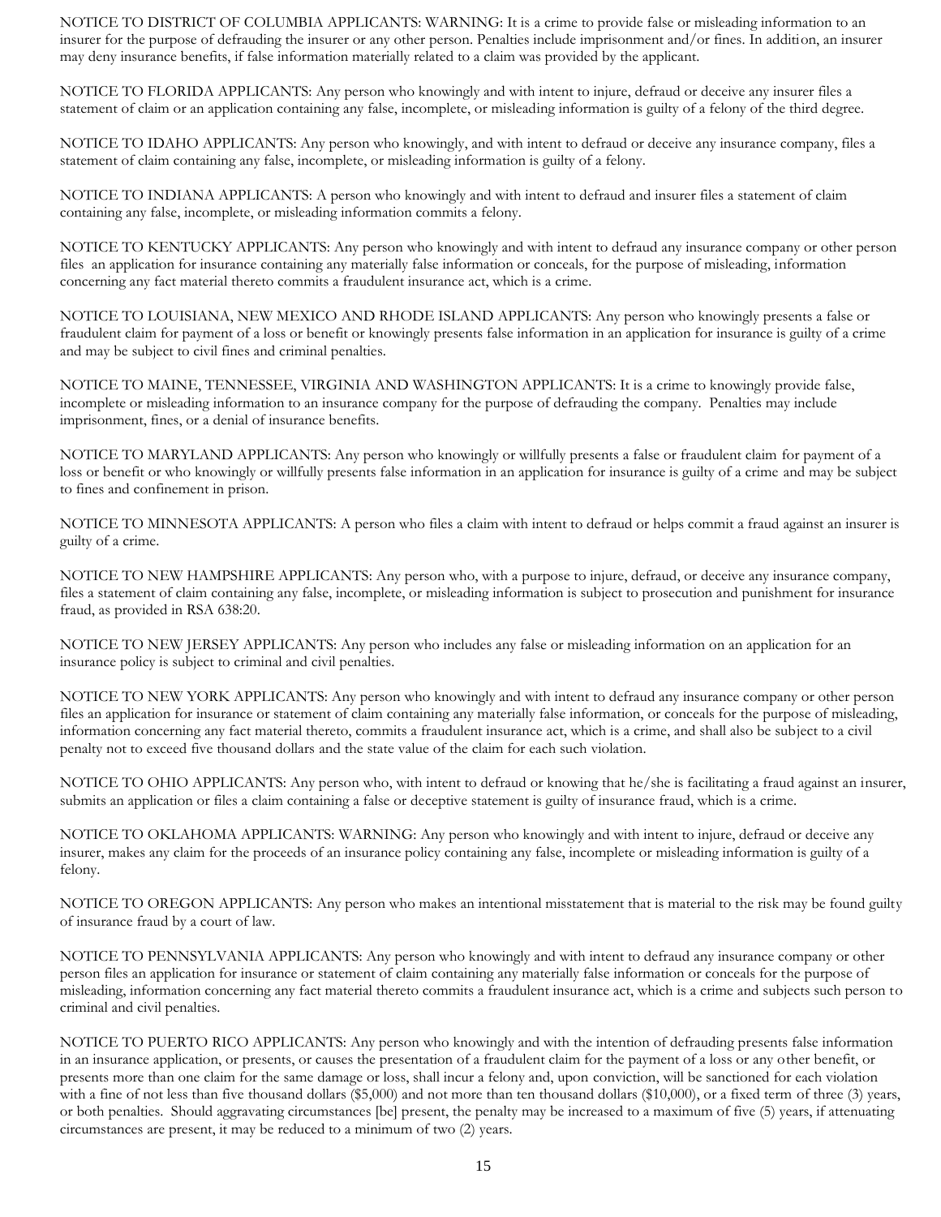NOTICE TO DISTRICT OF COLUMBIA APPLICANTS: WARNING: It is a crime to provide false or misleading information to an insurer for the purpose of defrauding the insurer or any other person. Penalties include imprisonment and/or fines. In addition, an insurer may deny insurance benefits, if false information materially related to a claim was provided by the applicant.

NOTICE TO FLORIDA APPLICANTS: Any person who knowingly and with intent to injure, defraud or deceive any insurer files a statement of claim or an application containing any false, incomplete, or misleading information is guilty of a felony of the third degree.

NOTICE TO IDAHO APPLICANTS: Any person who knowingly, and with intent to defraud or deceive any insurance company, files a statement of claim containing any false, incomplete, or misleading information is guilty of a felony.

NOTICE TO INDIANA APPLICANTS: A person who knowingly and with intent to defraud and insurer files a statement of claim containing any false, incomplete, or misleading information commits a felony.

NOTICE TO KENTUCKY APPLICANTS: Any person who knowingly and with intent to defraud any insurance company or other person files an application for insurance containing any materially false information or conceals, for the purpose of misleading, information concerning any fact material thereto commits a fraudulent insurance act, which is a crime.

NOTICE TO LOUISIANA, NEW MEXICO AND RHODE ISLAND APPLICANTS: Any person who knowingly presents a false or fraudulent claim for payment of a loss or benefit or knowingly presents false information in an application for insurance is guilty of a crime and may be subject to civil fines and criminal penalties.

NOTICE TO MAINE, TENNESSEE, VIRGINIA AND WASHINGTON APPLICANTS: It is a crime to knowingly provide false, incomplete or misleading information to an insurance company for the purpose of defrauding the company. Penalties may include imprisonment, fines, or a denial of insurance benefits.

NOTICE TO MARYLAND APPLICANTS: Any person who knowingly or willfully presents a false or fraudulent claim for payment of a loss or benefit or who knowingly or willfully presents false information in an application for insurance is guilty of a crime and may be subject to fines and confinement in prison.

NOTICE TO MINNESOTA APPLICANTS: A person who files a claim with intent to defraud or helps commit a fraud against an insurer is guilty of a crime.

NOTICE TO NEW HAMPSHIRE APPLICANTS: Any person who, with a purpose to injure, defraud, or deceive any insurance company, files a statement of claim containing any false, incomplete, or misleading information is subject to prosecution and punishment for insurance fraud, as provided in RSA 638:20.

NOTICE TO NEW JERSEY APPLICANTS: Any person who includes any false or misleading information on an application for an insurance policy is subject to criminal and civil penalties.

NOTICE TO NEW YORK APPLICANTS: Any person who knowingly and with intent to defraud any insurance company or other person files an application for insurance or statement of claim containing any materially false information, or conceals for the purpose of misleading, information concerning any fact material thereto, commits a fraudulent insurance act, which is a crime, and shall also be subject to a civil penalty not to exceed five thousand dollars and the state value of the claim for each such violation.

NOTICE TO OHIO APPLICANTS: Any person who, with intent to defraud or knowing that he/she is facilitating a fraud against an insurer, submits an application or files a claim containing a false or deceptive statement is guilty of insurance fraud, which is a crime.

NOTICE TO OKLAHOMA APPLICANTS: WARNING: Any person who knowingly and with intent to injure, defraud or deceive any insurer, makes any claim for the proceeds of an insurance policy containing any false, incomplete or misleading information is guilty of a felony.

NOTICE TO OREGON APPLICANTS: Any person who makes an intentional misstatement that is material to the risk may be found guilty of insurance fraud by a court of law.

NOTICE TO PENNSYLVANIA APPLICANTS: Any person who knowingly and with intent to defraud any insurance company or other person files an application for insurance or statement of claim containing any materially false information or conceals for the purpose of misleading, information concerning any fact material thereto commits a fraudulent insurance act, which is a crime and subjects such person to criminal and civil penalties.

NOTICE TO PUERTO RICO APPLICANTS: Any person who knowingly and with the intention of defrauding presents false information in an insurance application, or presents, or causes the presentation of a fraudulent claim for the payment of a loss or any other benefit, or presents more than one claim for the same damage or loss, shall incur a felony and, upon conviction, will be sanctioned for each violation with a fine of not less than five thousand dollars ($5,000) and not more than ten thousand dollars ($10,000), or a fixed term of three (3) years, or both penalties. Should aggravating circumstances [be] present, the penalty may be increased to a maximum of five (5) years, if attenuating circumstances are present, it may be reduced to a minimum of two (2) years.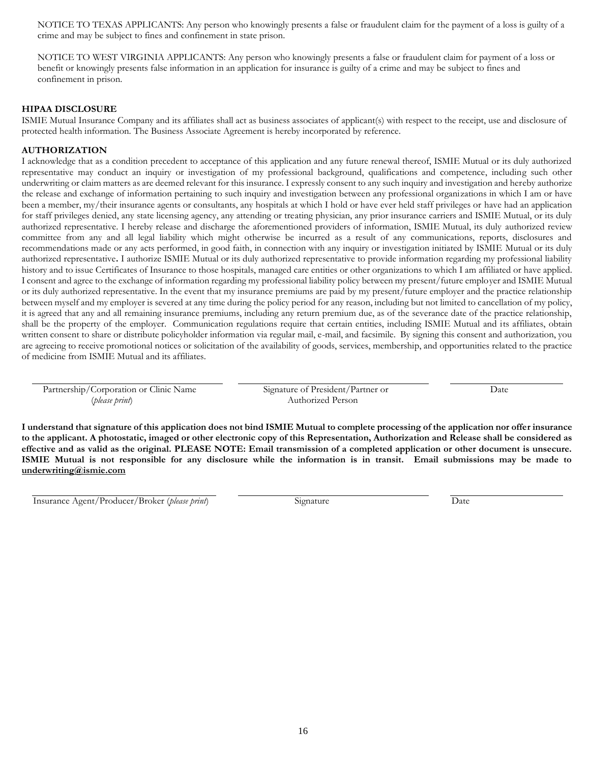NOTICE TO TEXAS APPLICANTS: Any person who knowingly presents a false or fraudulent claim for the payment of a loss is guilty of a crime and may be subject to fines and confinement in state prison.

NOTICE TO WEST VIRGINIA APPLICANTS: Any person who knowingly presents a false or fraudulent claim for payment of a loss or benefit or knowingly presents false information in an application for insurance is guilty of a crime and may be subject to fines and confinement in prison.

**HIPAA DISCLOSURE**

ISMIE Mutual Insurance Company and its affiliates shall act as business associates of applicant(s) with respect to the receipt, use and disclosure of protected health information. The Business Associate Agreement is hereby incorporated by reference.

**AUTHORIZATION**

I acknowledge that as a condition precedent to acceptance of this application and any future renewal thereof, ISMIE Mutual or its duly authorized representative may conduct an inquiry or investigation of my professional background, qualifications and competence, including such other underwriting or claim matters as are deemed relevant for this insurance. I expressly consent to any such inquiry and investigation and hereby authorize the release and exchange of information pertaining to such inquiry and investigation between any professional organizations in which I am or have been a member, my/their insurance agents or consultants, any hospitals at which I hold or have ever held staff privileges or have had an application for staff privileges denied, any state licensing agency, any attending or treating physician, any prior insurance carriers and ISMIE Mutual, or its duly authorized representative. I hereby release and discharge the aforementioned providers of information, ISMIE Mutual, its duly authorized review committee from any and all legal liability which might otherwise be incurred as a result of any communications, reports, disclosures and recommendations made or any acts performed, in good faith, in connection with any inquiry or investigation initiated by ISMIE Mutual or its duly authorized representative**.** I authorize ISMIE Mutual or its duly authorized representative to provide information regarding my professional liability history and to issue Certificates of Insurance to those hospitals, managed care entities or other organizations to which I am affiliated or have applied. I consent and agree to the exchange of information regarding my professional liability policy between my present/future employer and ISMIE Mutual or its duly authorized representative. In the event that my insurance premiums are paid by my present/future employer and the practice relationship between myself and my employer is severed at any time during the policy period for any reason, including but not limited to cancellation of my policy, it is agreed that any and all remaining insurance premiums, including any return premium due, as of the severance date of the practice relationship, shall be the property of the employer. Communication regulations require that certain entities, including ISMIE Mutual and its affiliates, obtain written consent to share or distribute policyholder information via regular mail, e-mail, and facsimile. By signing this consent and authorization, you are agreeing to receive promotional notices or solicitation of the availability of goods, services, membership, and opportunities related to the practice of medicine from ISMIE Mutual and its affiliates.

| Partnership/Corporation or Clinic Name (*please print*) | Signature of President/Partner or Authorized Person | Date |
|---|---|---|

**I understand that signature of this application does not bind ISMIE Mutual to complete processing of the application nor offer insurance to the applicant. A photostatic, imaged or other electronic copy of this Representation, Authorization and Release shall be considered as effective and as valid as the original. PLEASE NOTE: Email transmission of a completed application or other document is unsecure. ISMIE Mutual is not responsible for any disclosure while the information is in transit. Email submissions may be made to underwriting@ismie.com**

| Insurance Agent/Producer/Broker (*please print*) | Signature | Date |
|---|---|---|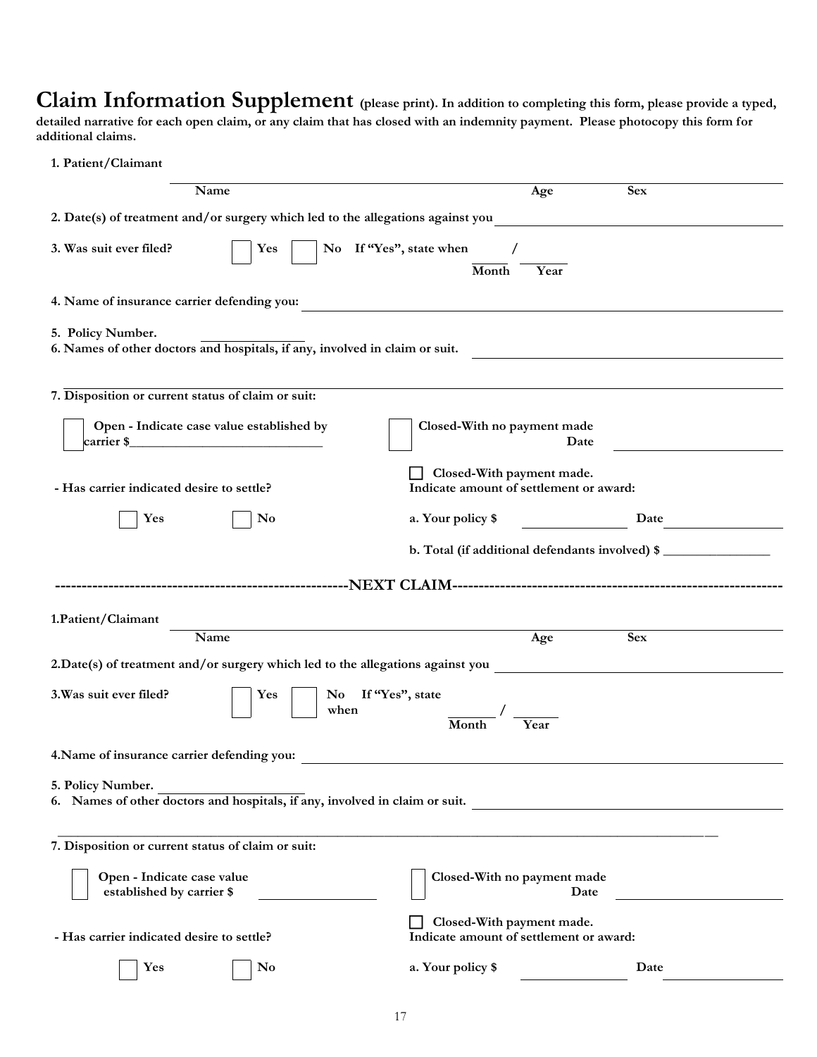# Claim Information Supplement

**(please print). In addition to completing this form, please provide a typed, detailed narrative for each open claim, or any claim that has closed with an indemnity payment. Please photocopy this form for additional claims.**

**1. Patient/Claimant** ______________________________

**Name** ______________ **Age** ______ **Sex** ______

**2. Date(s) of treatment and/or surgery which led to the allegations against you** ______________________________

**3. Was suit ever filed?** ☐ **Yes** ☐ **No** **If "Yes", state when** ______ / ______
**Month** **Year**

**4. Name of insurance carrier defending you:** ______________________________

**5. Policy Number.** ______________

**6. Names of other doctors and hospitals, if any, involved in claim or suit.** ______________________________

______________________________

**7. Disposition or current status of claim or suit:**

☐ **Open - Indicate case value established by carrier $**______________________________

**- Has carrier indicated desire to settle?**

☐ **Yes** ☐ **No**

☐ **Closed-With no payment made**
**Date** ______________

☐ **Closed-With payment made.**
**Indicate amount of settlement or award:**

**a. Your policy $** ______________ **Date** ______________

**b. Total (if additional defendants involved) $** ________________

**------------------------------------------------------NEXT CLAIM------------------------------------------------------------**

**1.Patient/Claimant** ______________________________

**Name** ______________ **Age** ______ **Sex** ______

**2.Date(s) of treatment and/or surgery which led to the allegations against you** ______________________________

**3.Was suit ever filed?** ☐ **Yes** ☐ **No** **If "Yes", state when** ______ / ______
**Month** **Year**

**4.Name of insurance carrier defending you:** ______________________________

**5. Policy Number.** ______________

**6. Names of other doctors and hospitals, if any, involved in claim or suit.** ______________________________

______________________________

**7. Disposition or current status of claim or suit:**

☐ **Open - Indicate case value established by carrier $** ______________

**- Has carrier indicated desire to settle?**

☐ **Yes** ☐ **No**

☐ **Closed-With no payment made**
**Date** ______________

☐ **Closed-With payment made.**
**Indicate amount of settlement or award:**

**a. Your policy $** ______________ **Date** ______________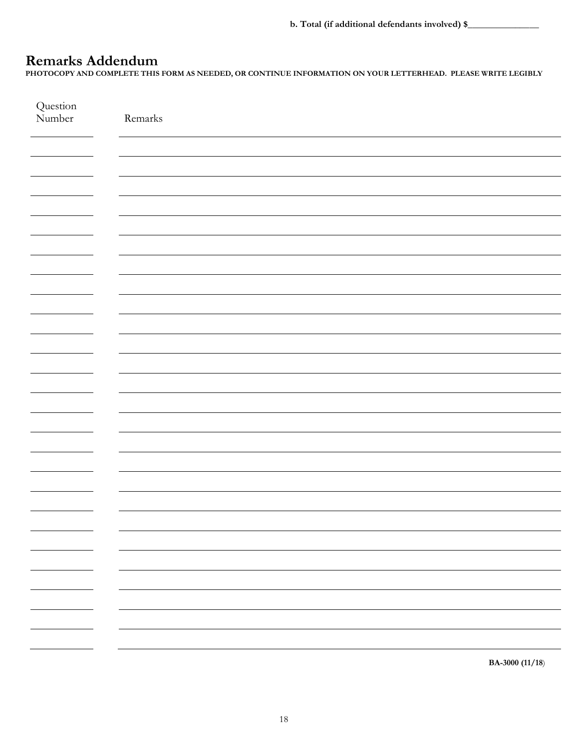**b. Total (if additional defendants involved) $_______________**

## Remarks Addendum

**PHOTOCOPY AND COMPLETE THIS FORM AS NEEDED, OR CONTINUE INFORMATION ON YOUR LETTERHEAD. PLEASE WRITE LEGIBLY**

| Question Number | Remarks |
| --- | --- |
| | |
| | |
| | |
| | |
| | |
| | |
| | |
| | |
| | |
| | |
| | |
| | |
| | |
| | |
| | |
| | |
| | |
| | |
| | |
| | |
| | |
| | |
| | |
| | |
| | |
| | |

**BA-3000 (11/18)**